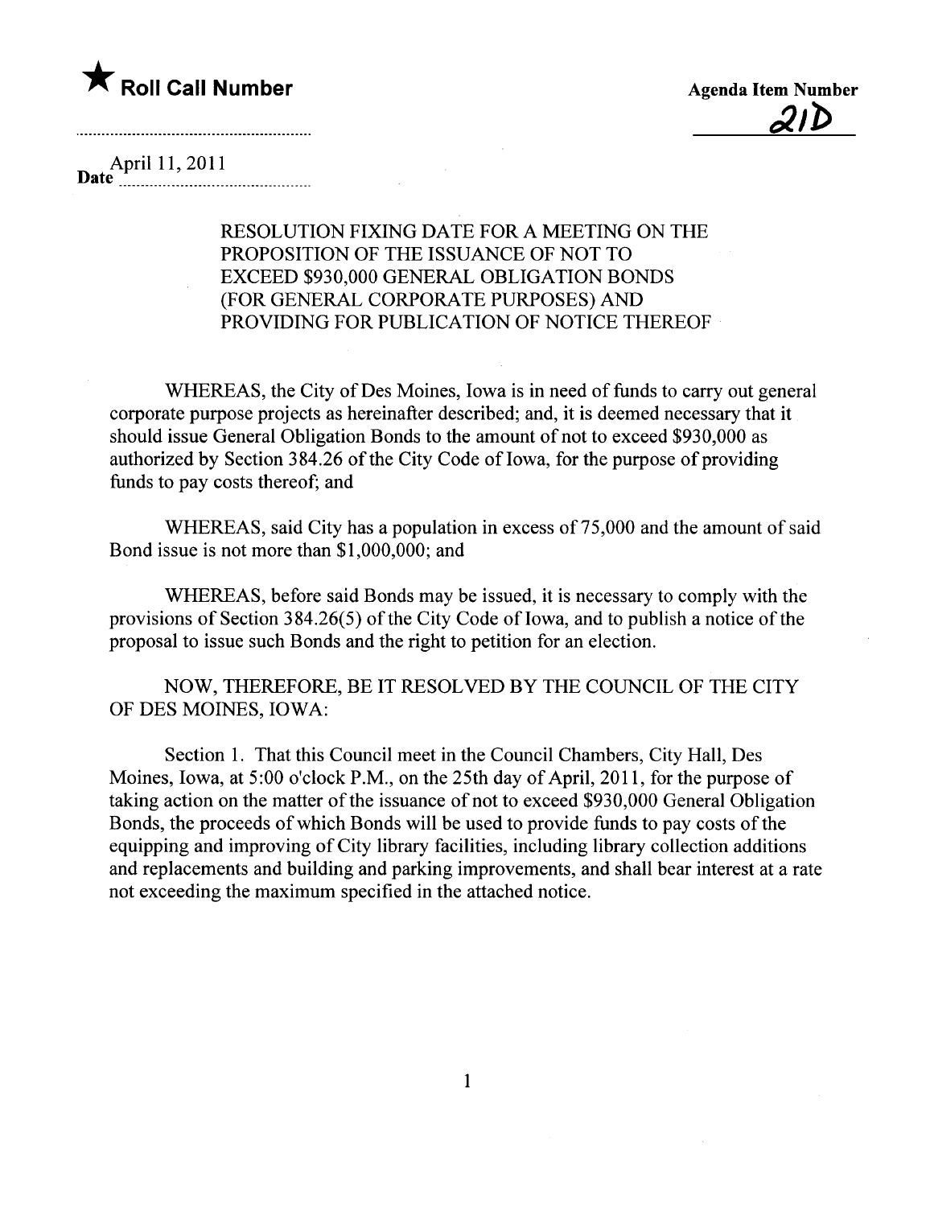★ **Roll Call Number**

**Agenda Item Number**
21D

**Date** April 11, 2011

RESOLUTION FIXING DATE FOR A MEETING ON THE PROPOSITION OF THE ISSUANCE OF NOT TO EXCEED $930,000 GENERAL OBLIGATION BONDS (FOR GENERAL CORPORATE PURPOSES) AND PROVIDING FOR PUBLICATION OF NOTICE THEREOF

WHEREAS, the City of Des Moines, Iowa is in need of funds to carry out general corporate purpose projects as hereinafter described; and, it is deemed necessary that it should issue General Obligation Bonds to the amount of not to exceed $930,000 as authorized by Section 384.26 of the City Code of Iowa, for the purpose of providing funds to pay costs thereof; and

WHEREAS, said City has a population in excess of 75,000 and the amount of said Bond issue is not more than $1,000,000; and

WHEREAS, before said Bonds may be issued, it is necessary to comply with the provisions of Section 384.26(5) of the City Code of Iowa, and to publish a notice of the proposal to issue such Bonds and the right to petition for an election.

NOW, THEREFORE, BE IT RESOLVED BY THE COUNCIL OF THE CITY OF DES MOINES, IOWA:

Section 1. That this Council meet in the Council Chambers, City Hall, Des Moines, Iowa, at 5:00 o'clock P.M., on the 25th day of April, 2011, for the purpose of taking action on the matter of the issuance of not to exceed $930,000 General Obligation Bonds, the proceeds of which Bonds will be used to provide funds to pay costs of the equipping and improving of City library facilities, including library collection additions and replacements and building and parking improvements, and shall bear interest at a rate not exceeding the maximum specified in the attached notice.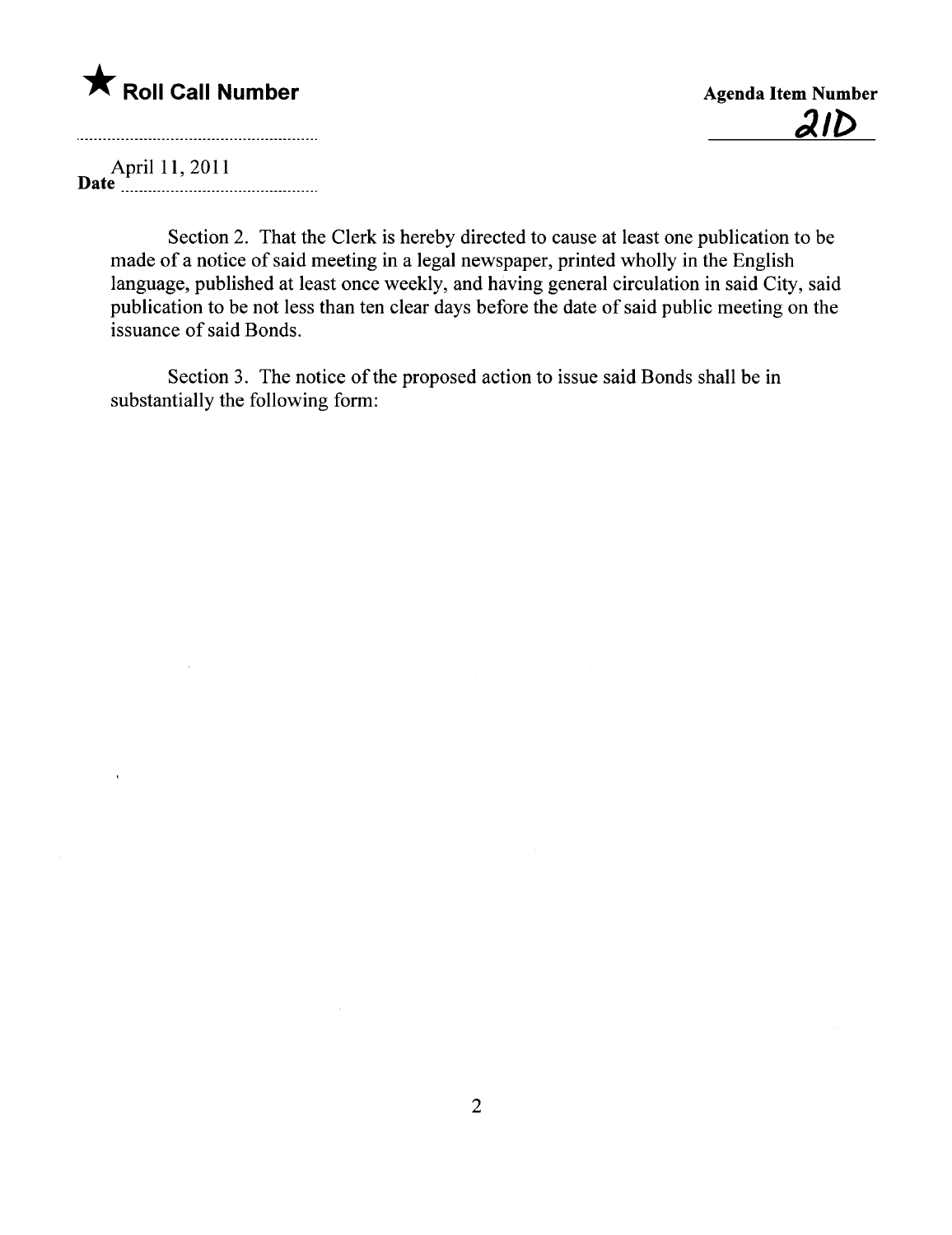★ **Roll Call Number**

**Agenda Item Number**
21D

**Date** April 11, 2011

Section 2. That the Clerk is hereby directed to cause at least one publication to be made of a notice of said meeting in a legal newspaper, printed wholly in the English language, published at least once weekly, and having general circulation in said City, said publication to be not less than ten clear days before the date of said public meeting on the issuance of said Bonds.

Section 3. The notice of the proposed action to issue said Bonds shall be in substantially the following form: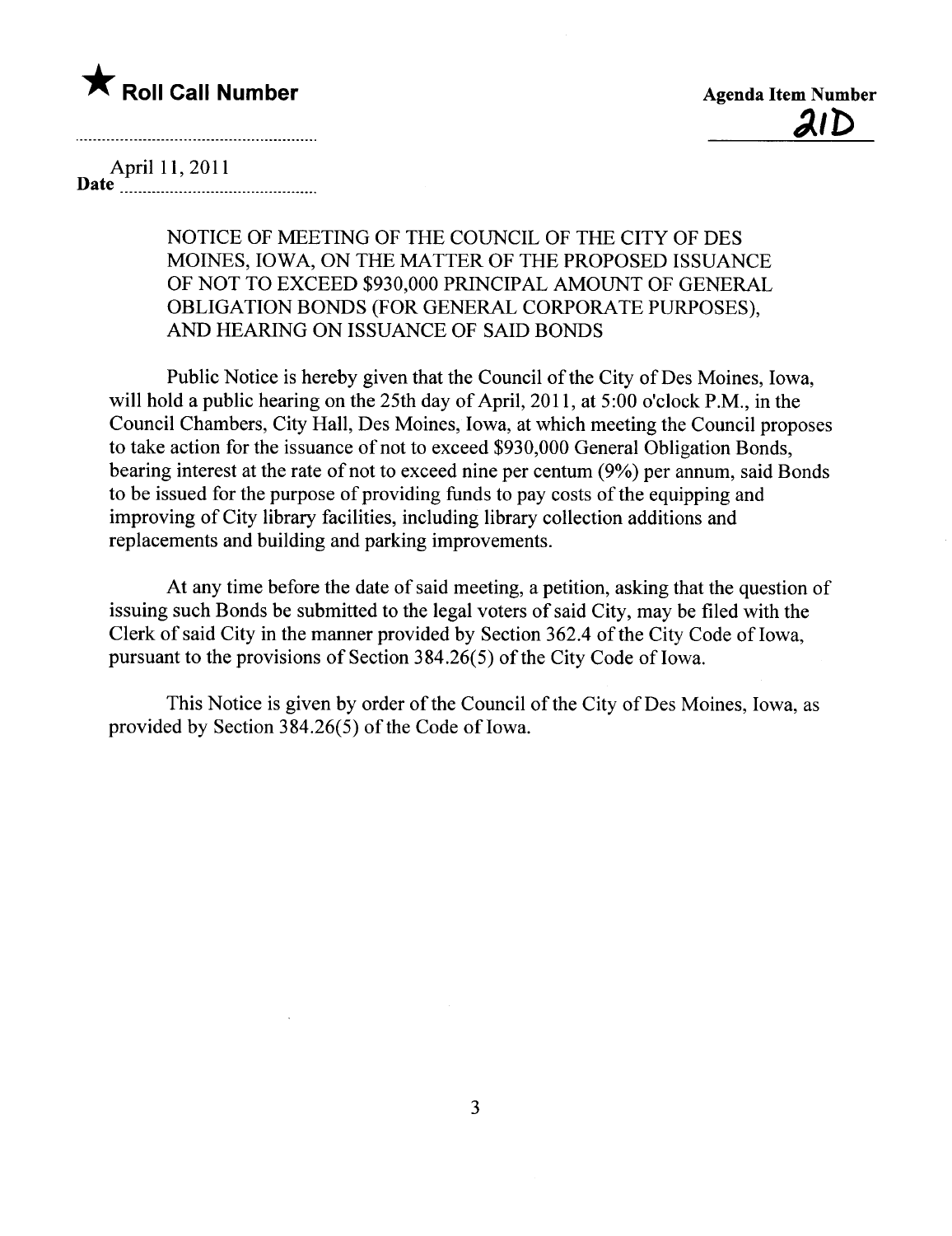★ **Roll Call Number**

**Agenda Item Number**

**21D**

Date April 11, 2011

NOTICE OF MEETING OF THE COUNCIL OF THE CITY OF DES MOINES, IOWA, ON THE MATTER OF THE PROPOSED ISSUANCE OF NOT TO EXCEED $930,000 PRINCIPAL AMOUNT OF GENERAL OBLIGATION BONDS (FOR GENERAL CORPORATE PURPOSES), AND HEARING ON ISSUANCE OF SAID BONDS

Public Notice is hereby given that the Council of the City of Des Moines, Iowa, will hold a public hearing on the 25th day of April, 2011, at 5:00 o'clock P.M., in the Council Chambers, City Hall, Des Moines, Iowa, at which meeting the Council proposes to take action for the issuance of not to exceed $930,000 General Obligation Bonds, bearing interest at the rate of not to exceed nine per centum (9%) per annum, said Bonds to be issued for the purpose of providing funds to pay costs of the equipping and improving of City library facilities, including library collection additions and replacements and building and parking improvements.

At any time before the date of said meeting, a petition, asking that the question of issuing such Bonds be submitted to the legal voters of said City, may be filed with the Clerk of said City in the manner provided by Section 362.4 of the City Code of Iowa, pursuant to the provisions of Section 384.26(5) of the City Code of Iowa.

This Notice is given by order of the Council of the City of Des Moines, Iowa, as provided by Section 384.26(5) of the Code of Iowa.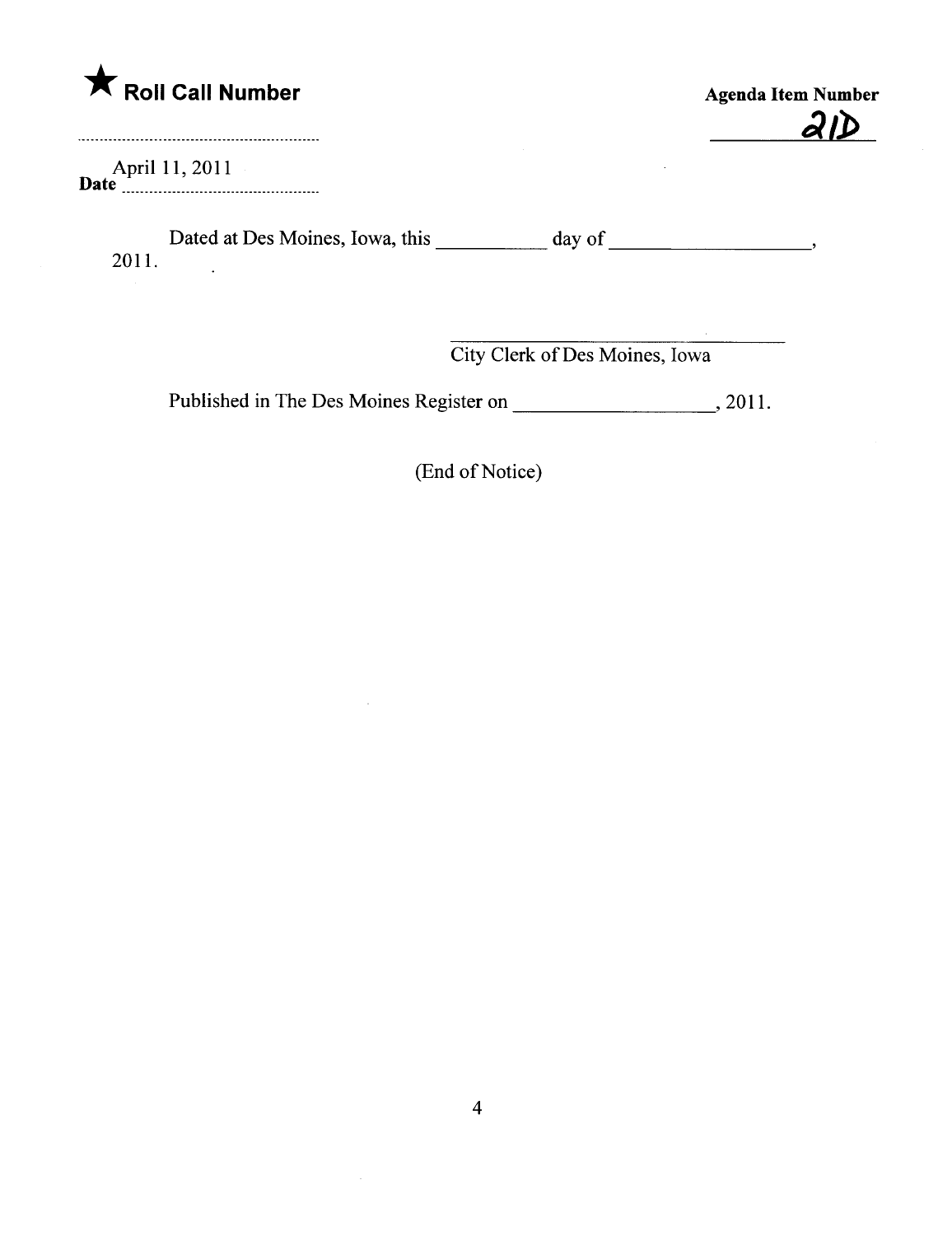★ **Roll Call Number**

**Agenda Item Number**
21D

**Date** April 11, 2011

Dated at Des Moines, Iowa, this \_\_\_\_\_\_\_\_\_\_\_ day of \_\_\_\_\_\_\_\_\_\_\_\_\_\_\_\_\_\_\_\_,
2011.

\_\_\_\_\_\_\_\_\_\_\_\_\_\_\_\_\_\_\_\_\_\_\_\_\_\_\_\_\_\_\_\_\_\_\_\_
City Clerk of Des Moines, Iowa

Published in The Des Moines Register on \_\_\_\_\_\_\_\_\_\_\_\_\_\_\_\_\_\_\_\_, 2011.

(End of Notice)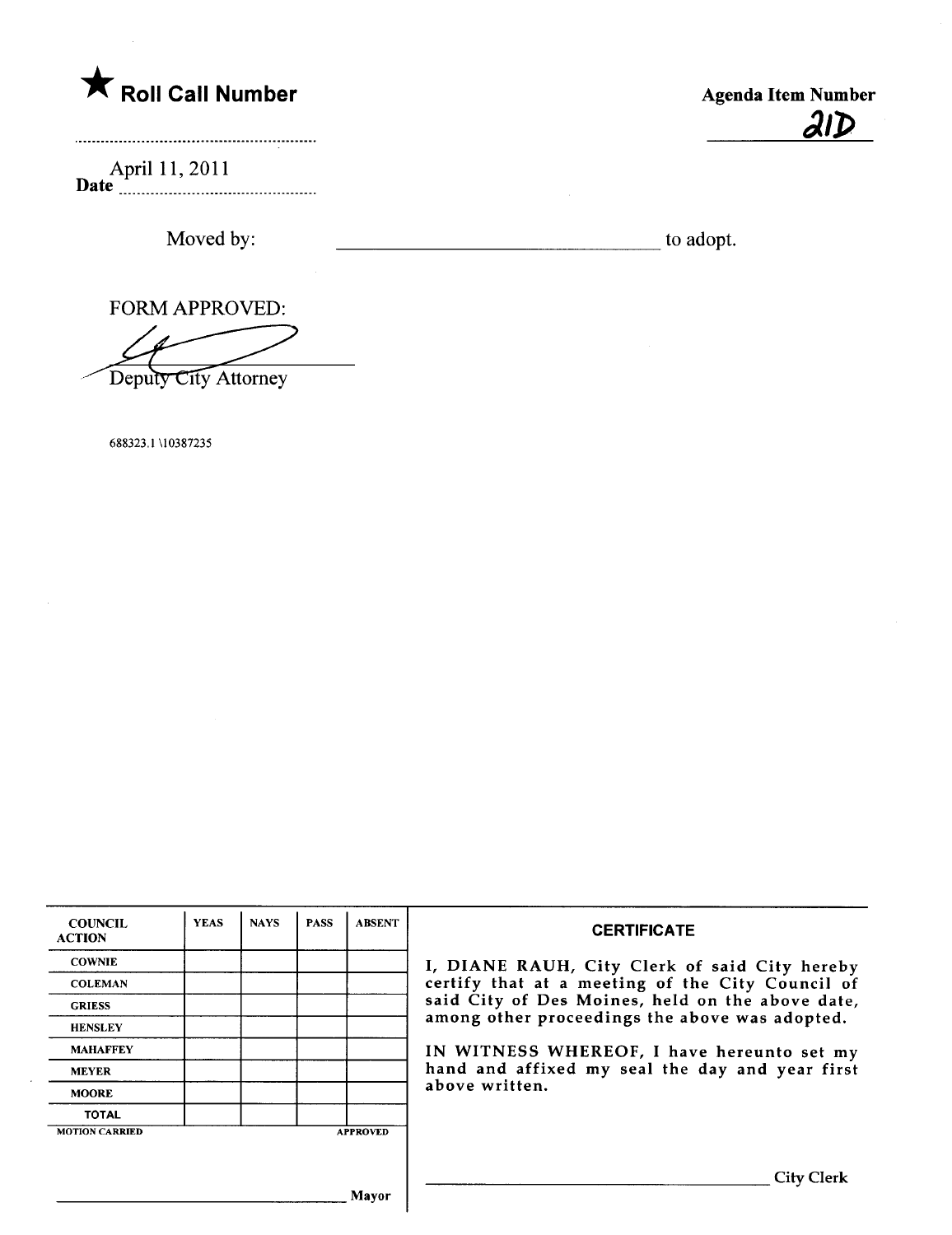★ **Roll Call Number**

**Agenda Item Number**

21D

Date April 11, 2011

Moved by: ______________________________ to adopt.

FORM APPROVED:

Deputy City Attorney

688323.1 \10387235

| COUNCIL ACTION | YEAS | NAYS | PASS | ABSENT |
|---|---|---|---|---|
| COWNIE | | | | |
| COLEMAN | | | | |
| GRIESS | | | | |
| HENSLEY | | | | |
| MAHAFFEY | | | | |
| MEYER | | | | |
| MOORE | | | | |
| TOTAL | | | | |

MOTION CARRIED APPROVED

______________________________ Mayor

**CERTIFICATE**

I, DIANE RAUH, City Clerk of said City hereby certify that at a meeting of the City Council of said City of Des Moines, held on the above date, among other proceedings the above was adopted.

IN WITNESS WHEREOF, I have hereunto set my hand and affixed my seal the day and year first above written.

______________________________ City Clerk